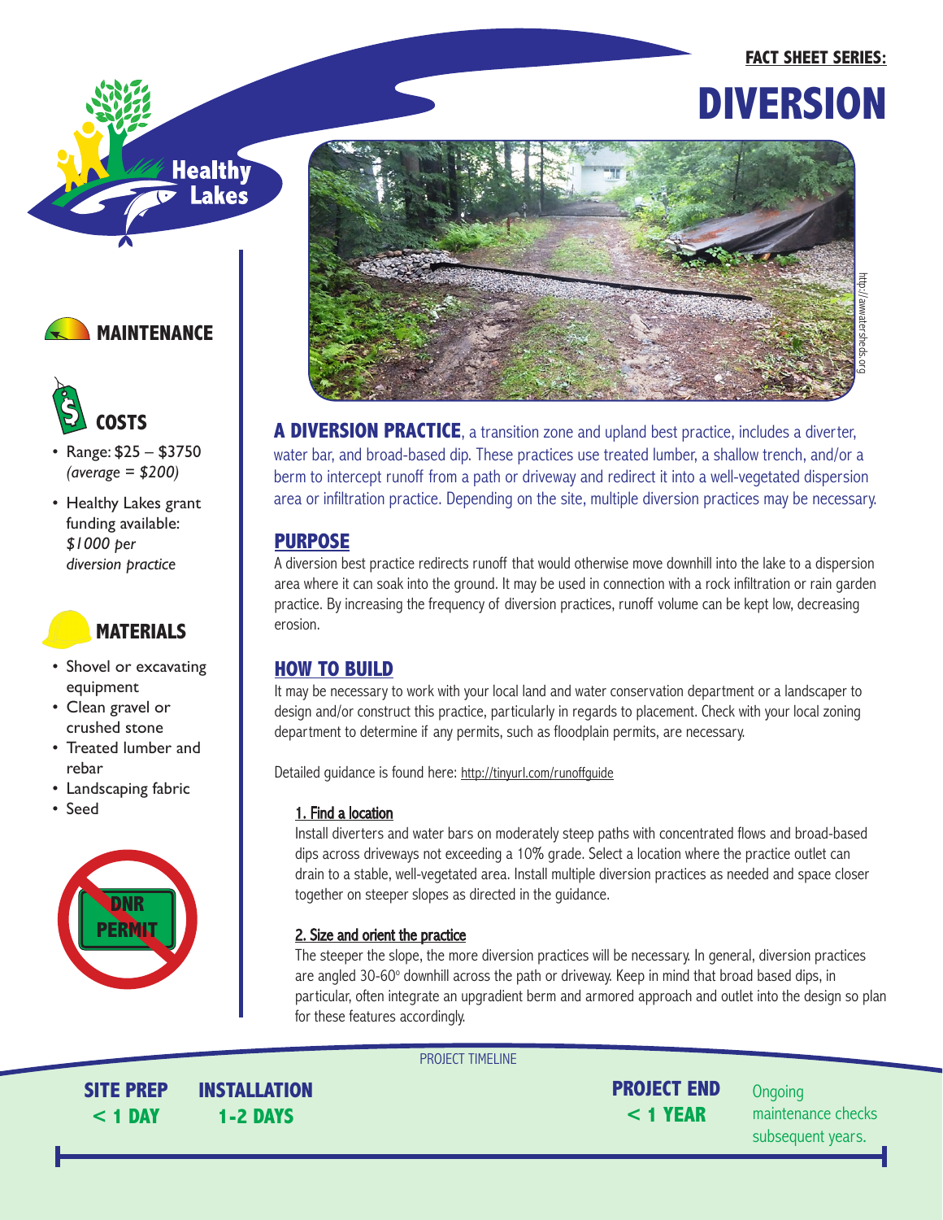FACT SHEET SERIES:

# DIVERSION

Healthy Lakes

http://awatersheds.org

## MAINTENANCE

## COSTS

- Range: $25 – $3750 *(average = $200)*
- Healthy Lakes grant funding available: *$1000 per diversion practice*

## MATERIALS

- Shovel or excavating equipment
- Clean gravel or crushed stone
- Treated lumber and rebar
- Landscaping fabric
- Seed

DNR PERMIT

**A DIVERSION PRACTICE**, a transition zone and upland best practice, includes a diverter, water bar, and broad-based dip. These practices use treated lumber, a shallow trench, and/or a berm to intercept runoff from a path or driveway and redirect it into a well-vegetated dispersion area or infiltration practice. Depending on the site, multiple diversion practices may be necessary.

## PURPOSE

A diversion best practice redirects runoff that would otherwise move downhill into the lake to a dispersion area where it can soak into the ground. It may be used in connection with a rock infiltration or rain garden practice. By increasing the frequency of diversion practices, runoff volume can be kept low, decreasing erosion.

## HOW TO BUILD

It may be necessary to work with your local land and water conservation department or a landscaper to design and/or construct this practice, particularly in regards to placement. Check with your local zoning department to determine if any permits, such as floodplain permits, are necessary.

Detailed guidance is found here: http://tinyurl.com/runoffguide

### 1. Find a location

Install diverters and water bars on moderately steep paths with concentrated flows and broad-based dips across driveways not exceeding a 10% grade. Select a location where the practice outlet can drain to a stable, well-vegetated area. Install multiple diversion practices as needed and space closer together on steeper slopes as directed in the guidance.

### 2. Size and orient the practice

The steeper the slope, the more diversion practices will be necessary. In general, diversion practices are angled 30-60° downhill across the path or driveway. Keep in mind that broad based dips, in particular, often integrate an upgradient berm and armored approach and outlet into the design so plan for these features accordingly.

PROJECT TIMELINE

**SITE PREP** < 1 DAY

**INSTALLATION** 1-2 DAYS

**PROJECT END** < 1 YEAR

Ongoing maintenance checks subsequent years.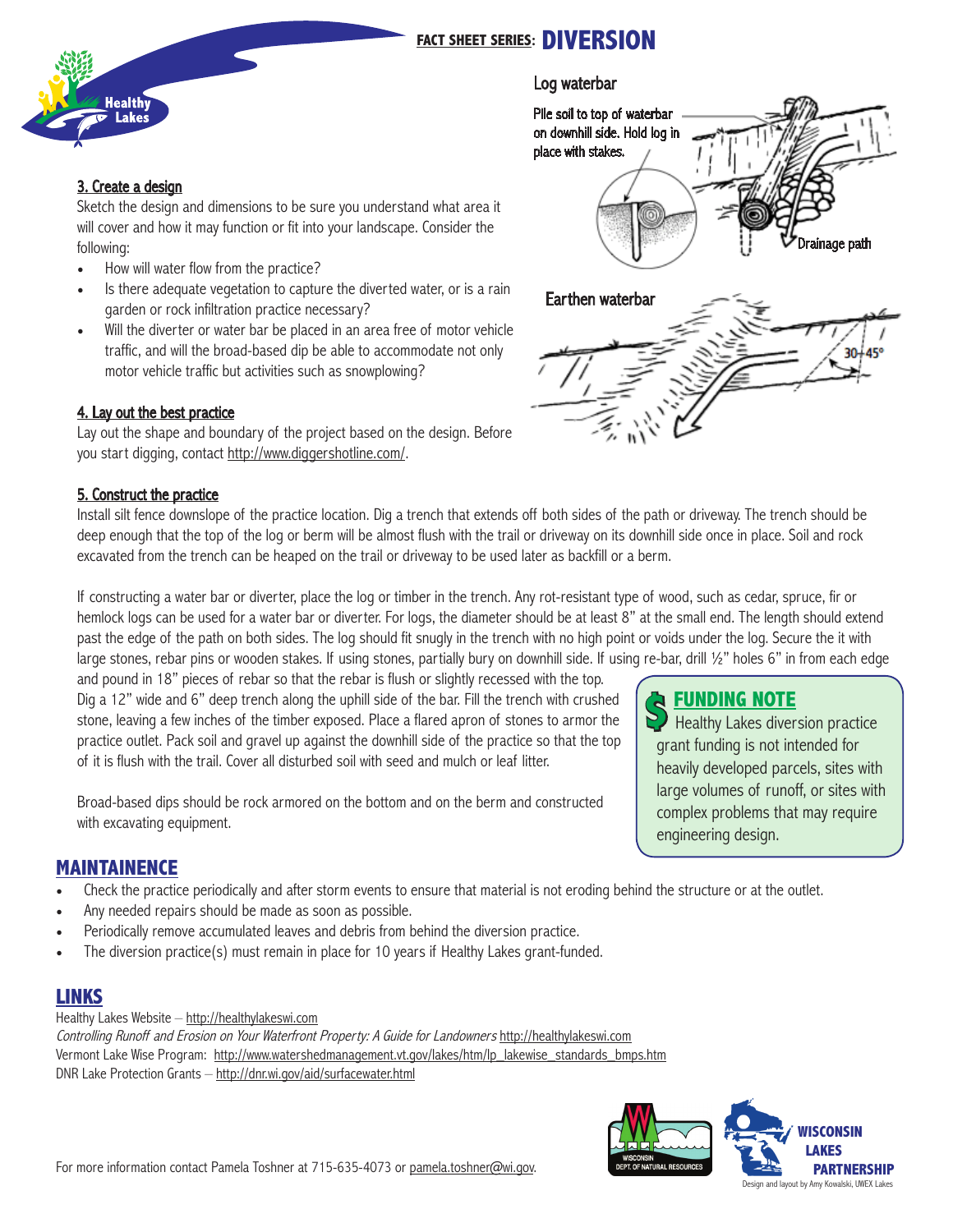FACT SHEET SERIES: **DIVERSION**

### 3. Create a design

Sketch the design and dimensions to be sure you understand what area it will cover and how it may function or fit into your landscape. Consider the following:

- How will water flow from the practice?
- Is there adequate vegetation to capture the diverted water, or is a rain garden or rock infiltration practice necessary?
- Will the diverter or water bar be placed in an area free of motor vehicle traffic, and will the broad-based dip be able to accommodate not only motor vehicle traffic but activities such as snowplowing?

### 4. Lay out the best practice

Lay out the shape and boundary of the project based on the design. Before you start digging, contact http://www.diggershotline.com/.

Log waterbar

Pile soil to top of waterbar on downhill side. Hold log in place with stakes.

Drainage path

Earthen waterbar

30-45°

### 5. Construct the practice

Install silt fence downslope of the practice location. Dig a trench that extends off both sides of the path or driveway. The trench should be deep enough that the top of the log or berm will be almost flush with the trail or driveway on its downhill side once in place. Soil and rock excavated from the trench can be heaped on the trail or driveway to be used later as backfill or a berm.

If constructing a water bar or diverter, place the log or timber in the trench. Any rot-resistant type of wood, such as cedar, spruce, fir or hemlock logs can be used for a water bar or diverter. For logs, the diameter should be at least 8" at the small end. The length should extend past the edge of the path on both sides. The log should fit snugly in the trench with no high point or voids under the log. Secure the it with large stones, rebar pins or wooden stakes. If using stones, partially bury on downhill side. If using re-bar, drill ½" holes 6" in from each edge and pound in 18" pieces of rebar so that the rebar is flush or slightly recessed with the top. Dig a 12" wide and 6" deep trench along the uphill side of the bar. Fill the trench with crushed stone, leaving a few inches of the timber exposed. Place a flared apron of stones to armor the practice outlet. Pack soil and gravel up against the downhill side of the practice so that the top of it is flush with the trail. Cover all disturbed soil with seed and mulch or leaf litter.

Broad-based dips should be rock armored on the bottom and on the berm and constructed with excavating equipment.

> **FUNDING NOTE**
> Healthy Lakes diversion practice grant funding is not intended for heavily developed parcels, sites with large volumes of runoff, or sites with complex problems that may require engineering design.

## MAINTAINENCE

- Check the practice periodically and after storm events to ensure that material is not eroding behind the structure or at the outlet.
- Any needed repairs should be made as soon as possible.
- Periodically remove accumulated leaves and debris from behind the diversion practice.
- The diversion practice(s) must remain in place for 10 years if Healthy Lakes grant-funded.

## LINKS

Healthy Lakes Website – http://healthylakeswi.com
*Controlling Runoff and Erosion on Your Waterfront Property: A Guide for Landowners* http://healthylakeswi.com
Vermont Lake Wise Program: http://www.watershedmanagement.vt.gov/lakes/htm/lp_lakewise_standards_bmps.htm
DNR Lake Protection Grants – http://dnr.wi.gov/aid/surfacewater.html

For more information contact Pamela Toshner at 715-635-4073 or pamela.toshner@wi.gov.

Design and layout by Amy Kowalski, UWEX Lakes